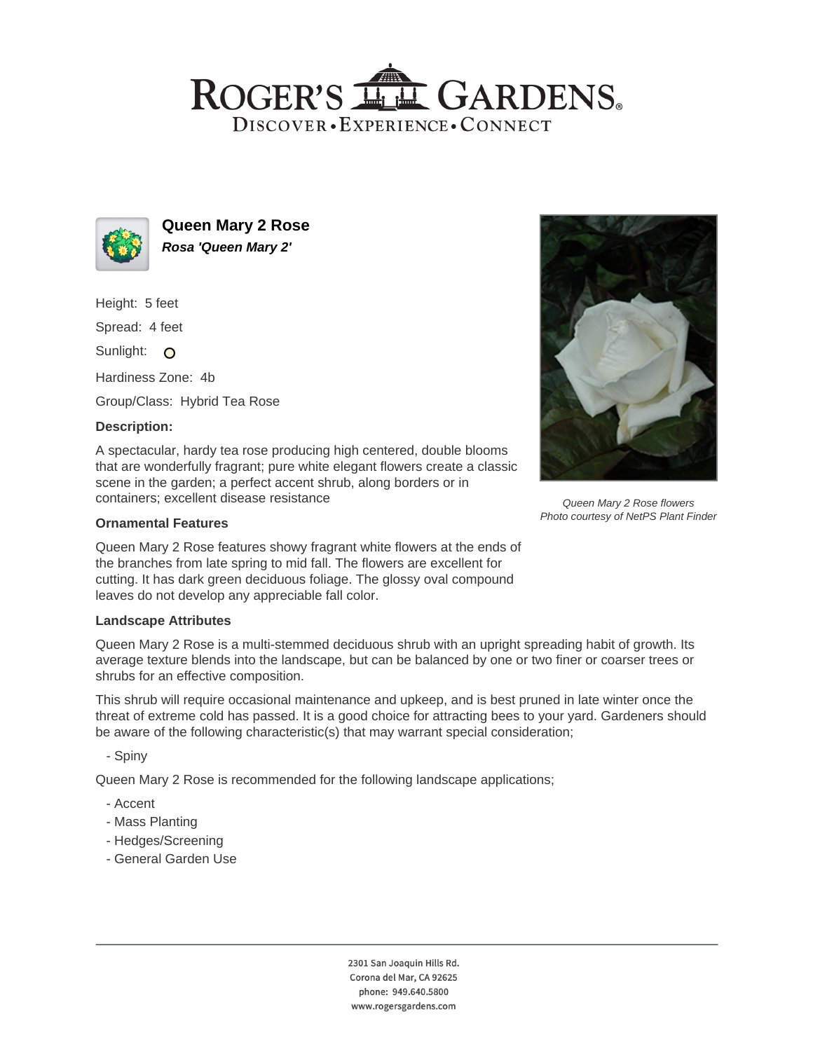# ROGER'S GARDENS

DISCOVER • EXPERIENCE • CONNECT

## Queen Mary 2 Rose

***Rosa 'Queen Mary 2'***

Height: 5 feet

Spread: 4 feet

Sunlight:

Hardiness Zone: 4b

Group/Class: Hybrid Tea Rose

**Description:**

A spectacular, hardy tea rose producing high centered, double blooms that are wonderfully fragrant; pure white elegant flowers create a classic scene in the garden; a perfect accent shrub, along borders or in containers; excellent disease resistance

*Queen Mary 2 Rose flowers*
*Photo courtesy of NetPS Plant Finder*

**Ornamental Features**

Queen Mary 2 Rose features showy fragrant white flowers at the ends of the branches from late spring to mid fall. The flowers are excellent for cutting. It has dark green deciduous foliage. The glossy oval compound leaves do not develop any appreciable fall color.

**Landscape Attributes**

Queen Mary 2 Rose is a multi-stemmed deciduous shrub with an upright spreading habit of growth. Its average texture blends into the landscape, but can be balanced by one or two finer or coarser trees or shrubs for an effective composition.

This shrub will require occasional maintenance and upkeep, and is best pruned in late winter once the threat of extreme cold has passed. It is a good choice for attracting bees to your yard. Gardeners should be aware of the following characteristic(s) that may warrant special consideration;

- Spiny

Queen Mary 2 Rose is recommended for the following landscape applications;

- Accent
- Mass Planting
- Hedges/Screening
- General Garden Use

2301 San Joaquin Hills Rd.
Corona del Mar, CA 92625
phone: 949.640.5800
www.rogersgardens.com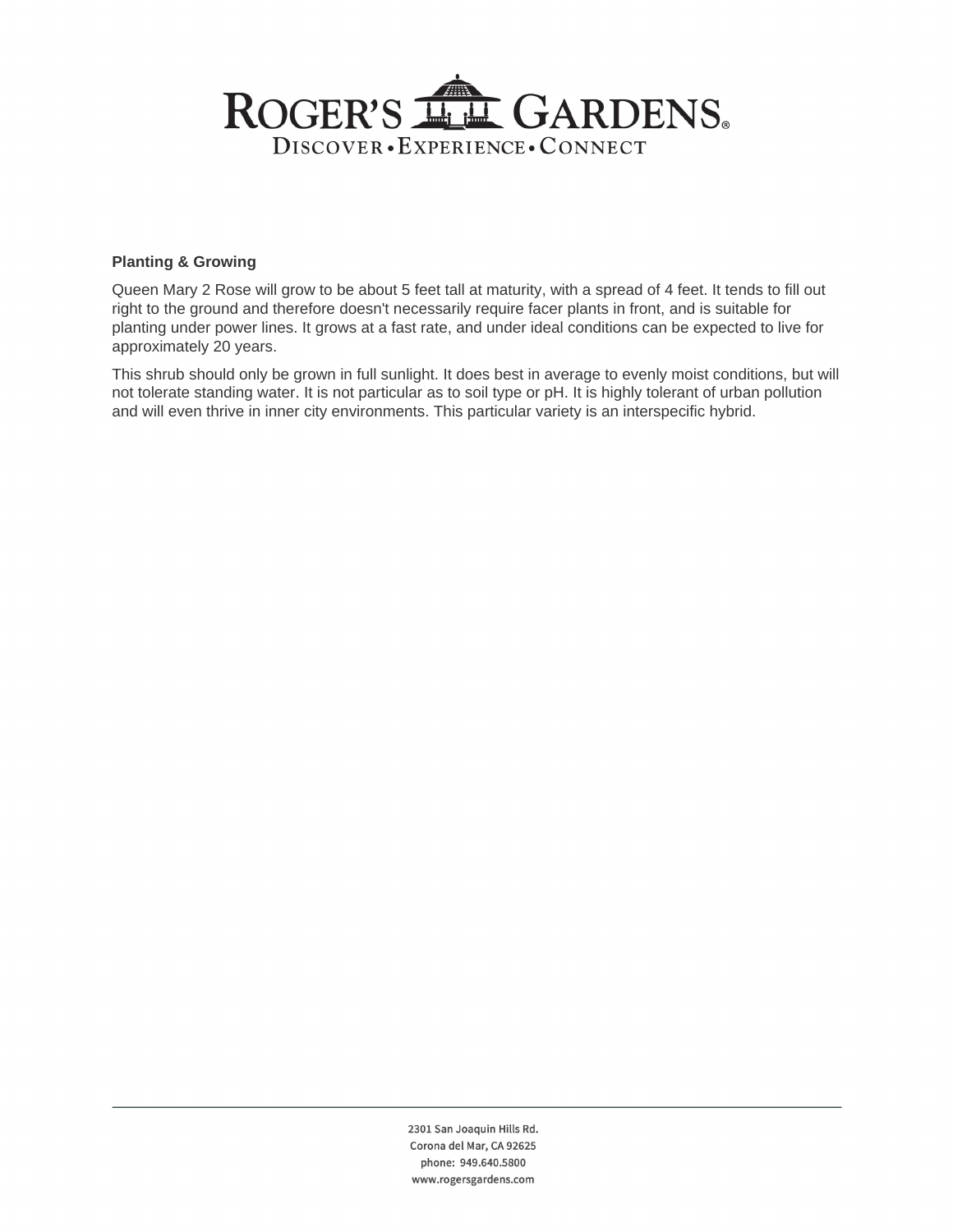**Planting & Growing**

Queen Mary 2 Rose will grow to be about 5 feet tall at maturity, with a spread of 4 feet. It tends to fill out right to the ground and therefore doesn't necessarily require facer plants in front, and is suitable for planting under power lines. It grows at a fast rate, and under ideal conditions can be expected to live for approximately 20 years.

This shrub should only be grown in full sunlight. It does best in average to evenly moist conditions, but will not tolerate standing water. It is not particular as to soil type or pH. It is highly tolerant of urban pollution and will even thrive in inner city environments. This particular variety is an interspecific hybrid.